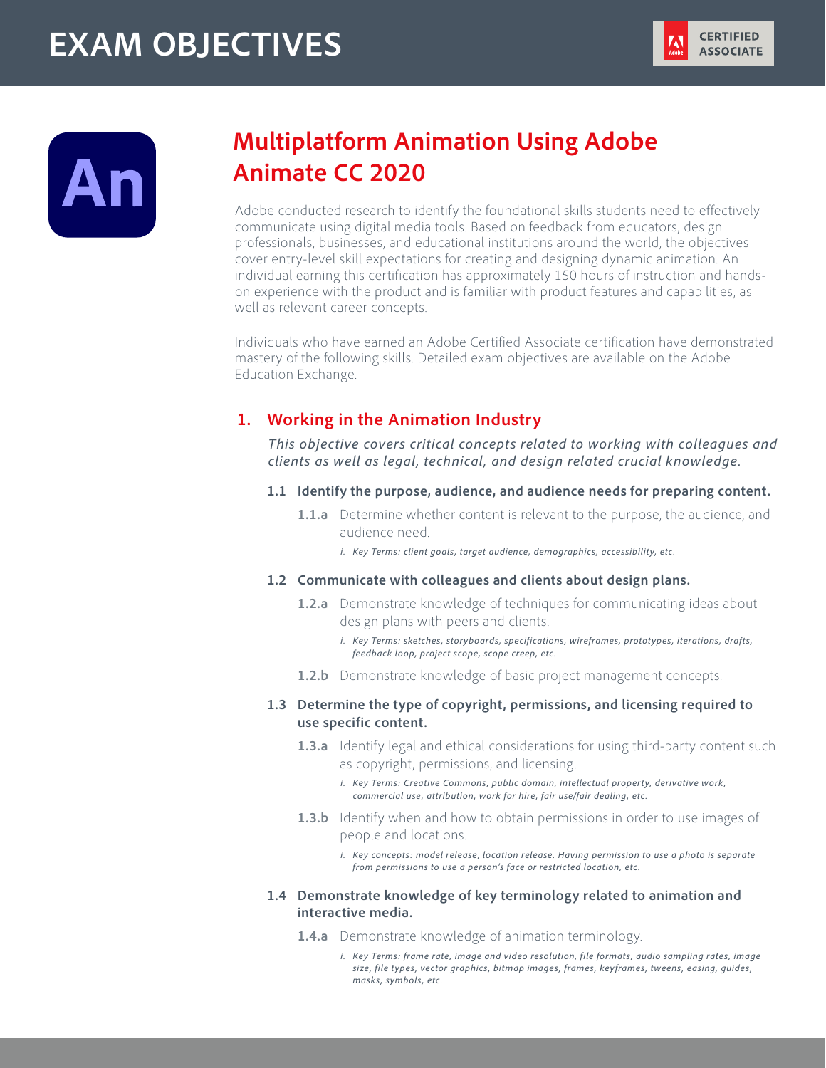# EXAM OBJECTIVES

CERTIFIED ASSOCIATE

## Multiplatform Animation Using Adobe Animate CC 2020

Adobe conducted research to identify the foundational skills students need to effectively communicate using digital media tools. Based on feedback from educators, design professionals, businesses, and educational institutions around the world, the objectives cover entry-level skill expectations for creating and designing dynamic animation. An individual earning this certification has approximately 150 hours of instruction and hands-on experience with the product and is familiar with product features and capabilities, as well as relevant career concepts.

Individuals who have earned an Adobe Certified Associate certification have demonstrated mastery of the following skills. Detailed exam objectives are available on the Adobe Education Exchange.

### 1. Working in the Animation Industry

*This objective covers critical concepts related to working with colleagues and clients as well as legal, technical, and design related crucial knowledge.*

**1.1 Identify the purpose, audience, and audience needs for preparing content.**

**1.1.a** Determine whether content is relevant to the purpose, the audience, and audience need.

*i. Key Terms: client goals, target audience, demographics, accessibility, etc.*

**1.2 Communicate with colleagues and clients about design plans.**

**1.2.a** Demonstrate knowledge of techniques for communicating ideas about design plans with peers and clients.

*i. Key Terms: sketches, storyboards, specifications, wireframes, prototypes, iterations, drafts, feedback loop, project scope, scope creep, etc.*

**1.2.b** Demonstrate knowledge of basic project management concepts.

**1.3 Determine the type of copyright, permissions, and licensing required to use specific content.**

**1.3.a** Identify legal and ethical considerations for using third-party content such as copyright, permissions, and licensing.

*i. Key Terms: Creative Commons, public domain, intellectual property, derivative work, commercial use, attribution, work for hire, fair use/fair dealing, etc.*

**1.3.b** Identify when and how to obtain permissions in order to use images of people and locations.

*i. Key concepts: model release, location release. Having permission to use a photo is separate from permissions to use a person's face or restricted location, etc.*

**1.4 Demonstrate knowledge of key terminology related to animation and interactive media.**

**1.4.a** Demonstrate knowledge of animation terminology.

*i. Key Terms: frame rate, image and video resolution, file formats, audio sampling rates, image size, file types, vector graphics, bitmap images, frames, keyframes, tweens, easing, guides, masks, symbols, etc.*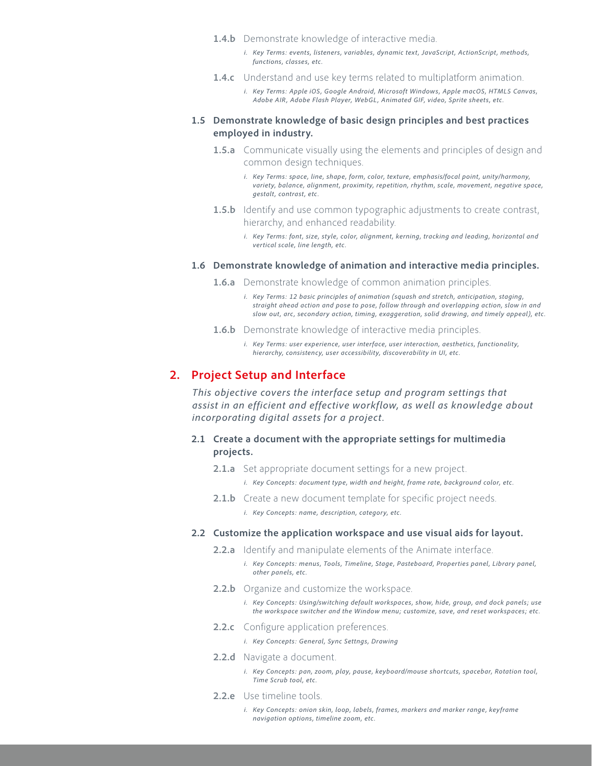**1.4.b** Demonstrate knowledge of interactive media.

i. *Key Terms: events, listeners, variables, dynamic text, JavaScript, ActionScript, methods, functions, classes, etc.*

**1.4.c** Understand and use key terms related to multiplatform animation.

i. *Key Terms: Apple iOS, Google Android, Microsoft Windows, Apple macOS, HTML5 Canvas, Adobe AIR, Adobe Flash Player, WebGL, Animated GIF, video, Sprite sheets, etc.*

### 1.5 Demonstrate knowledge of basic design principles and best practices employed in industry.

**1.5.a** Communicate visually using the elements and principles of design and common design techniques.

i. *Key Terms: space, line, shape, form, color, texture, emphasis/focal point, unity/harmony, variety, balance, alignment, proximity, repetition, rhythm, scale, movement, negative space, gestalt, contrast, etc.*

**1.5.b** Identify and use common typographic adjustments to create contrast, hierarchy, and enhanced readability.

i. *Key Terms: font, size, style, color, alignment, kerning, tracking and leading, horizontal and vertical scale, line length, etc.*

### 1.6 Demonstrate knowledge of animation and interactive media principles.

**1.6.a** Demonstrate knowledge of common animation principles.

i. *Key Terms: 12 basic principles of animation (squash and stretch, anticipation, staging, straight ahead action and pose to pose, follow through and overlapping action, slow in and slow out, arc, secondary action, timing, exaggeration, solid drawing, and timely appeal), etc.*

**1.6.b** Demonstrate knowledge of interactive media principles.

i. *Key Terms: user experience, user interface, user interaction, aesthetics, functionality, hierarchy, consistency, user accessibility, discoverability in UI, etc.*

## 2. Project Setup and Interface

*This objective covers the interface setup and program settings that assist in an efficient and effective workflow, as well as knowledge about incorporating digital assets for a project.*

### 2.1 Create a document with the appropriate settings for multimedia projects.

**2.1.a** Set appropriate document settings for a new project.

i. *Key Concepts: document type, width and height, frame rate, background color, etc.*

**2.1.b** Create a new document template for specific project needs.

i. *Key Concepts: name, description, category, etc.*

### 2.2 Customize the application workspace and use visual aids for layout.

**2.2.a** Identify and manipulate elements of the Animate interface.

i. *Key Concepts: menus, Tools, Timeline, Stage, Pasteboard, Properties panel, Library panel, other panels, etc.*

**2.2.b** Organize and customize the workspace.

i. *Key Concepts: Using/switching default workspaces, show, hide, group, and dock panels; use the workspace switcher and the Window menu; customize, save, and reset workspaces; etc.*

**2.2.c** Configure application preferences.

i. *Key Concepts: General, Sync Settngs, Drawing*

**2.2.d** Navigate a document.

i. *Key Concepts: pan, zoom, play, pause, keyboard/mouse shortcuts, spacebar, Rotation tool, Time Scrub tool, etc.*

**2.2.e** Use timeline tools.

i. *Key Concepts: onion skin, loop, labels, frames, markers and marker range, keyframe navigation options, timeline zoom, etc.*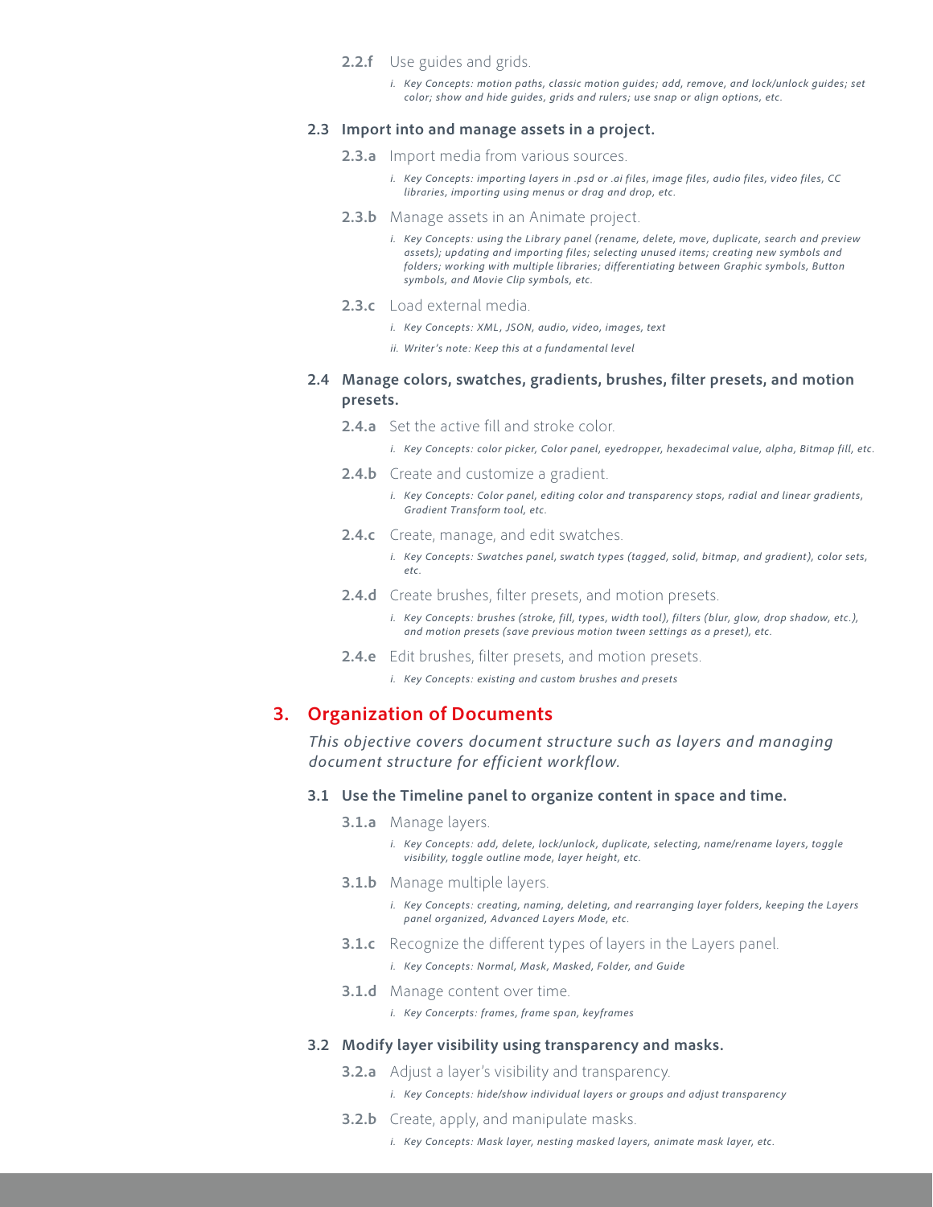- **2.2.f** Use guides and grids.
    - i. *Key Concepts: motion paths, classic motion guides; add, remove, and lock/unlock guides; set color; show and hide guides, grids and rulers; use snap or align options, etc.*

### 2.3 Import into and manage assets in a project.

- **2.3.a** Import media from various sources.
    - i. *Key Concepts: importing layers in .psd or .ai files, image files, audio files, video files, CC libraries, importing using menus or drag and drop, etc.*
- **2.3.b** Manage assets in an Animate project.
    - i. *Key Concepts: using the Library panel (rename, delete, move, duplicate, search and preview assets); updating and importing files; selecting unused items; creating new symbols and folders; working with multiple libraries; differentiating between Graphic symbols, Button symbols, and Movie Clip symbols, etc.*
- **2.3.c** Load external media.
    - i. *Key Concepts: XML, JSON, audio, video, images, text*
    - ii. *Writer's note: Keep this at a fundamental level*

### 2.4 Manage colors, swatches, gradients, brushes, filter presets, and motion presets.

- **2.4.a** Set the active fill and stroke color.
    - i. *Key Concepts: color picker, Color panel, eyedropper, hexadecimal value, alpha, Bitmap fill, etc.*
- **2.4.b** Create and customize a gradient.
    - i. *Key Concepts: Color panel, editing color and transparency stops, radial and linear gradients, Gradient Transform tool, etc.*
- **2.4.c** Create, manage, and edit swatches.
    - i. *Key Concepts: Swatches panel, swatch types (tagged, solid, bitmap, and gradient), color sets, etc.*
- **2.4.d** Create brushes, filter presets, and motion presets.
    - i. *Key Concepts: brushes (stroke, fill, types, width tool), filters (blur, glow, drop shadow, etc.), and motion presets (save previous motion tween settings as a preset), etc.*
- **2.4.e** Edit brushes, filter presets, and motion presets.
    - i. *Key Concepts: existing and custom brushes and presets*

## 3. Organization of Documents

*This objective covers document structure such as layers and managing document structure for efficient workflow.*

### 3.1 Use the Timeline panel to organize content in space and time.

- **3.1.a** Manage layers.
    - i. *Key Concepts: add, delete, lock/unlock, duplicate, selecting, name/rename layers, toggle visibility, toggle outline mode, layer height, etc.*
- **3.1.b** Manage multiple layers.
    - i. *Key Concepts: creating, naming, deleting, and rearranging layer folders, keeping the Layers panel organized, Advanced Layers Mode, etc.*
- **3.1.c** Recognize the different types of layers in the Layers panel.
    - i. *Key Concepts: Normal, Mask, Masked, Folder, and Guide*
- **3.1.d** Manage content over time.
    - i. *Key Concerpts: frames, frame span, keyframes*

### 3.2 Modify layer visibility using transparency and masks.

- **3.2.a** Adjust a layer's visibility and transparency.
    - i. *Key Concepts: hide/show individual layers or groups and adjust transparency*
- **3.2.b** Create, apply, and manipulate masks.
    - i. *Key Concepts: Mask layer, nesting masked layers, animate mask layer, etc.*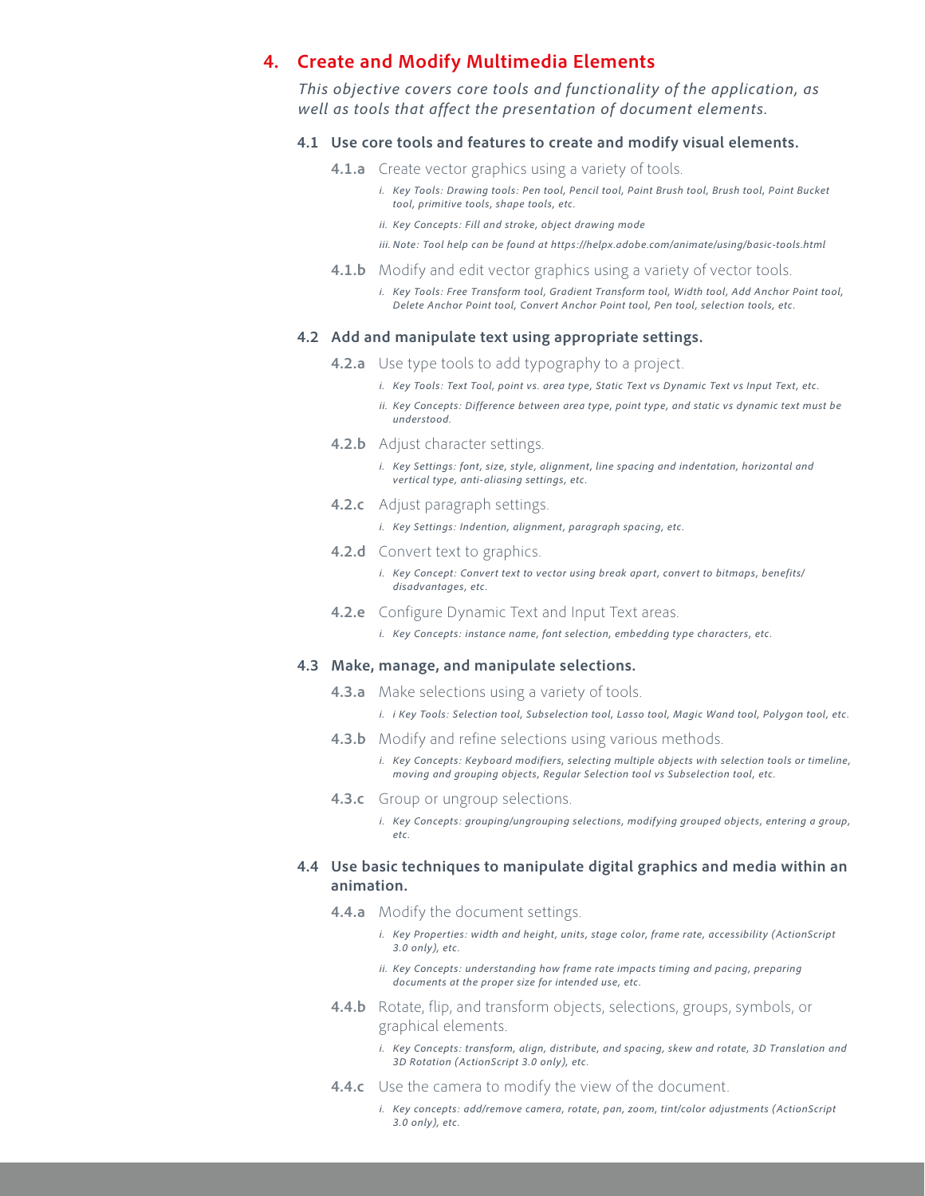## 4. Create and Modify Multimedia Elements

*This objective covers core tools and functionality of the application, as well as tools that affect the presentation of document elements.*

### 4.1 Use core tools and features to create and modify visual elements.

**4.1.a** Create vector graphics using a variety of tools.

- *i. Key Tools: Drawing tools: Pen tool, Pencil tool, Paint Brush tool, Brush tool, Paint Bucket tool, primitive tools, shape tools, etc.*
- *ii. Key Concepts: Fill and stroke, object drawing mode*
- *iii. Note: Tool help can be found at https://helpx.adobe.com/animate/using/basic-tools.html*

**4.1.b** Modify and edit vector graphics using a variety of vector tools.

- *i. Key Tools: Free Transform tool, Gradient Transform tool, Width tool, Add Anchor Point tool, Delete Anchor Point tool, Convert Anchor Point tool, Pen tool, selection tools, etc.*

### 4.2 Add and manipulate text using appropriate settings.

**4.2.a** Use type tools to add typography to a project.

- *i. Key Tools: Text Tool, point vs. area type, Static Text vs Dynamic Text vs Input Text, etc.*
- *ii. Key Concepts: Difference between area type, point type, and static vs dynamic text must be understood.*

**4.2.b** Adjust character settings.

- *i. Key Settings: font, size, style, alignment, line spacing and indentation, horizontal and vertical type, anti-aliasing settings, etc.*

**4.2.c** Adjust paragraph settings.

- *i. Key Settings: Indention, alignment, paragraph spacing, etc.*

**4.2.d** Convert text to graphics.

- *i. Key Concept: Convert text to vector using break apart, convert to bitmaps, benefits/disadvantages, etc.*

**4.2.e** Configure Dynamic Text and Input Text areas.

- *i. Key Concepts: instance name, font selection, embedding type characters, etc.*

### 4.3 Make, manage, and manipulate selections.

**4.3.a** Make selections using a variety of tools.

- *i. i Key Tools: Selection tool, Subselection tool, Lasso tool, Magic Wand tool, Polygon tool, etc.*

**4.3.b** Modify and refine selections using various methods.

- *i. Key Concepts: Keyboard modifiers, selecting multiple objects with selection tools or timeline, moving and grouping objects, Regular Selection tool vs Subselection tool, etc.*

**4.3.c** Group or ungroup selections.

- *i. Key Concepts: grouping/ungrouping selections, modifying grouped objects, entering a group, etc.*

### 4.4 Use basic techniques to manipulate digital graphics and media within an animation.

**4.4.a** Modify the document settings.

- *i. Key Properties: width and height, units, stage color, frame rate, accessibility (ActionScript 3.0 only), etc.*
- *ii. Key Concepts: understanding how frame rate impacts timing and pacing, preparing documents at the proper size for intended use, etc.*

**4.4.b** Rotate, flip, and transform objects, selections, groups, symbols, or graphical elements.

- *i. Key Concepts: transform, align, distribute, and spacing, skew and rotate, 3D Translation and 3D Rotation (ActionScript 3.0 only), etc.*

**4.4.c** Use the camera to modify the view of the document.

- *i. Key concepts: add/remove camera, rotate, pan, zoom, tint/color adjustments (ActionScript 3.0 only), etc.*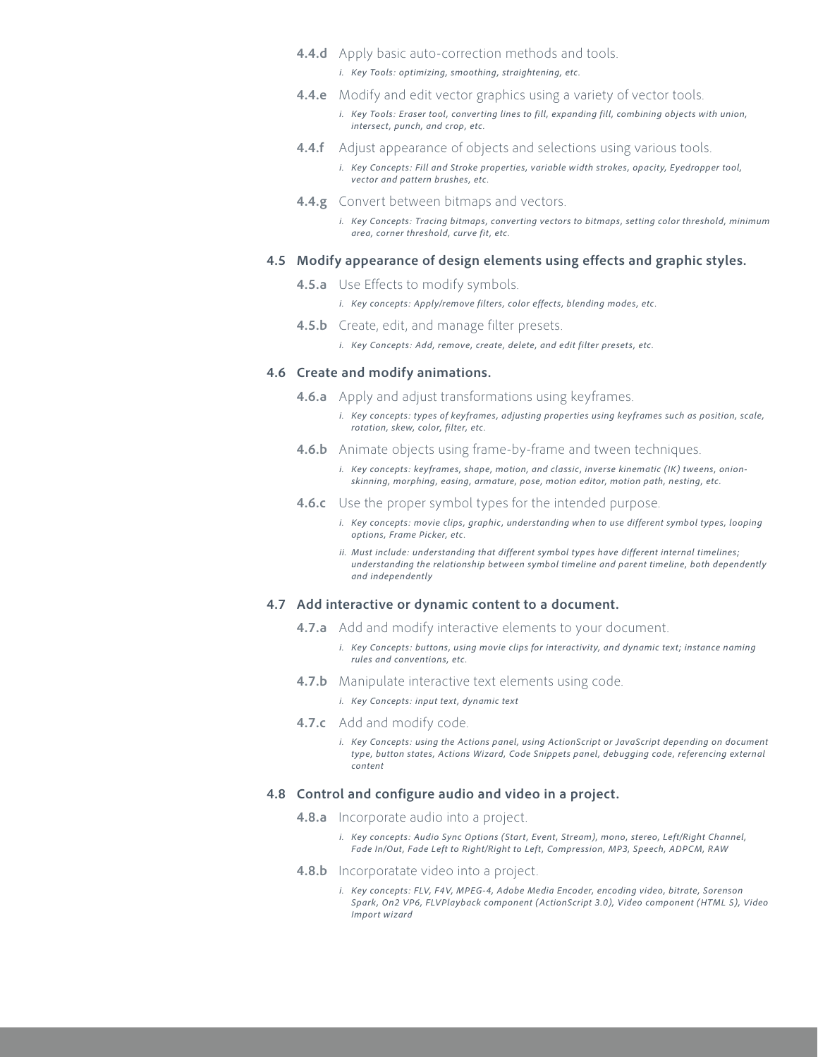**4.4.d** Apply basic auto-correction methods and tools.

*i. Key Tools: optimizing, smoothing, straightening, etc.*

**4.4.e** Modify and edit vector graphics using a variety of vector tools.

*i. Key Tools: Eraser tool, converting lines to fill, expanding fill, combining objects with union, intersect, punch, and crop, etc.*

**4.4.f** Adjust appearance of objects and selections using various tools.

*i. Key Concepts: Fill and Stroke properties, variable width strokes, opacity, Eyedropper tool, vector and pattern brushes, etc.*

**4.4.g** Convert between bitmaps and vectors.

*i. Key Concepts: Tracing bitmaps, converting vectors to bitmaps, setting color threshold, minimum area, corner threshold, curve fit, etc.*

### 4.5 Modify appearance of design elements using effects and graphic styles.

**4.5.a** Use Effects to modify symbols.

*i. Key concepts: Apply/remove filters, color effects, blending modes, etc.*

**4.5.b** Create, edit, and manage filter presets.

*i. Key Concepts: Add, remove, create, delete, and edit filter presets, etc.*

### 4.6 Create and modify animations.

**4.6.a** Apply and adjust transformations using keyframes.

*i. Key concepts: types of keyframes, adjusting properties using keyframes such as position, scale, rotation, skew, color, filter, etc.*

**4.6.b** Animate objects using frame-by-frame and tween techniques.

*i. Key concepts: keyframes, shape, motion, and classic, inverse kinematic (IK) tweens, onion-skinning, morphing, easing, armature, pose, motion editor, motion path, nesting, etc.*

**4.6.c** Use the proper symbol types for the intended purpose.

*i. Key concepts: movie clips, graphic, understanding when to use different symbol types, looping options, Frame Picker, etc.*

*ii. Must include: understanding that different symbol types have different internal timelines; understanding the relationship between symbol timeline and parent timeline, both dependently and independently*

### 4.7 Add interactive or dynamic content to a document.

**4.7.a** Add and modify interactive elements to your document.

*i. Key Concepts: buttons, using movie clips for interactivity, and dynamic text; instance naming rules and conventions, etc.*

**4.7.b** Manipulate interactive text elements using code.

*i. Key Concepts: input text, dynamic text*

**4.7.c** Add and modify code.

*i. Key Concepts: using the Actions panel, using ActionScript or JavaScript depending on document type, button states, Actions Wizard, Code Snippets panel, debugging code, referencing external content*

### 4.8 Control and configure audio and video in a project.

**4.8.a** Incorporate audio into a project.

*i. Key concepts: Audio Sync Options (Start, Event, Stream), mono, stereo, Left/Right Channel, Fade In/Out, Fade Left to Right/Right to Left, Compression, MP3, Speech, ADPCM, RAW*

**4.8.b** Incorporatate video into a project.

*i. Key concepts: FLV, F4V, MPEG-4, Adobe Media Encoder, encoding video, bitrate, Sorenson Spark, On2 VP6, FLVPlayback component (ActionScript 3.0), Video component (HTML 5), Video Import wizard*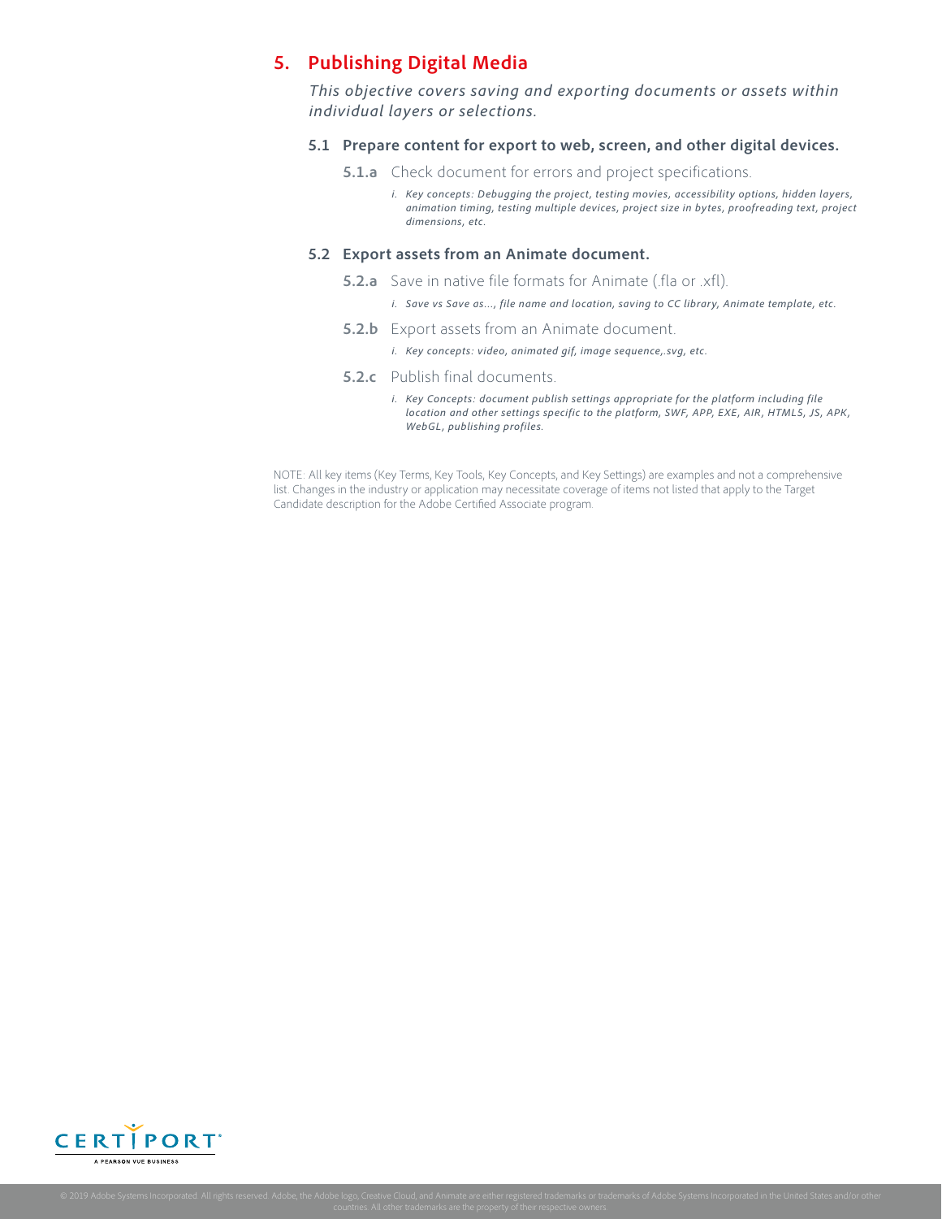## 5. Publishing Digital Media

*This objective covers saving and exporting documents or assets within individual layers or selections.*

### 5.1 Prepare content for export to web, screen, and other digital devices.

**5.1.a** Check document for errors and project specifications.

i. *Key concepts: Debugging the project, testing movies, accessibility options, hidden layers, animation timing, testing multiple devices, project size in bytes, proofreading text, project dimensions, etc.*

### 5.2 Export assets from an Animate document.

**5.2.a** Save in native file formats for Animate (.fla or .xfl).

i. *Save vs Save as..., file name and location, saving to CC library, Animate template, etc.*

**5.2.b** Export assets from an Animate document.

i. *Key concepts: video, animated gif, image sequence,.svg, etc.*

**5.2.c** Publish final documents.

i. *Key Concepts: document publish settings appropriate for the platform including file location and other settings specific to the platform, SWF, APP, EXE, AIR, HTML5, JS, APK, WebGL, publishing profiles.*

NOTE: All key items (Key Terms, Key Tools, Key Concepts, and Key Settings) are examples and not a comprehensive list. Changes in the industry or application may necessitate coverage of items not listed that apply to the Target Candidate description for the Adobe Certified Associate program.

CERTIPORT
A PEARSON VUE BUSINESS

© 2019 Adobe Systems Incorporated. All rights reserved. Adobe, the Adobe logo, Creative Cloud, and Animate are either registered trademarks or trademarks of Adobe Systems Incorporated in the United States and/or other countries. All other trademarks are the property of their respective owners.